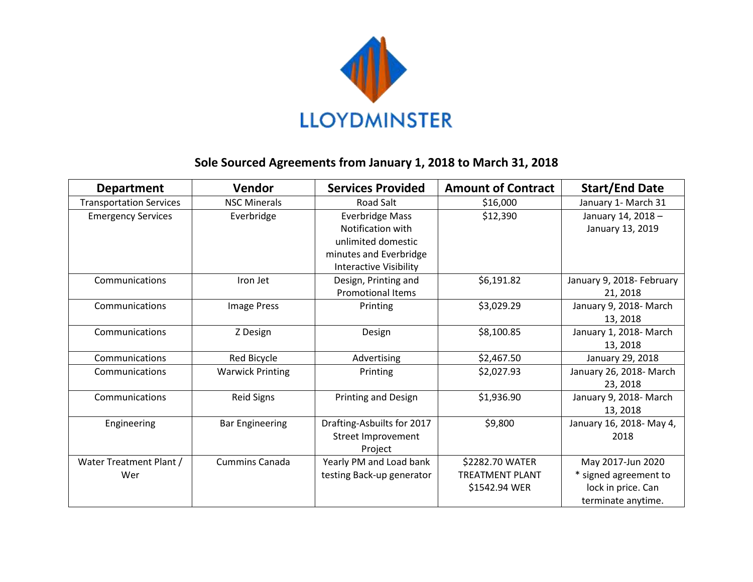LLOYDMINSTER

## Sole Sourced Agreements from January 1, 2018 to March 31, 2018

| Department | Vendor | Services Provided | Amount of Contract | Start/End Date |
|---|---|---|---|---|
| Transportation Services | NSC Minerals | Road Salt | $16,000 | January 1- March 31 |
| Emergency Services | Everbridge | Everbridge Mass Notification with unlimited domestic minutes and Everbridge Interactive Visibility | $12,390 | January 14, 2018 – January 13, 2019 |
| Communications | Iron Jet | Design, Printing and Promotional Items | $6,191.82 | January 9, 2018- February 21, 2018 |
| Communications | Image Press | Printing | $3,029.29 | January 9, 2018- March 13, 2018 |
| Communications | Z Design | Design | $8,100.85 | January 1, 2018- March 13, 2018 |
| Communications | Red Bicycle | Advertising | $2,467.50 | January 29, 2018 |
| Communications | Warwick Printing | Printing | $2,027.93 | January 26, 2018- March 23, 2018 |
| Communications | Reid Signs | Printing and Design | $1,936.90 | January 9, 2018- March 13, 2018 |
| Engineering | Bar Engineering | Drafting-Asbuilts for 2017 Street Improvement Project | $9,800 | January 16, 2018- May 4, 2018 |
| Water Treatment Plant / Wer | Cummins Canada | Yearly PM and Load bank testing Back-up generator | $2282.70 WATER TREATMENT PLANT $1542.94 WER | May 2017-Jun 2020 * signed agreement to lock in price. Can terminate anytime. |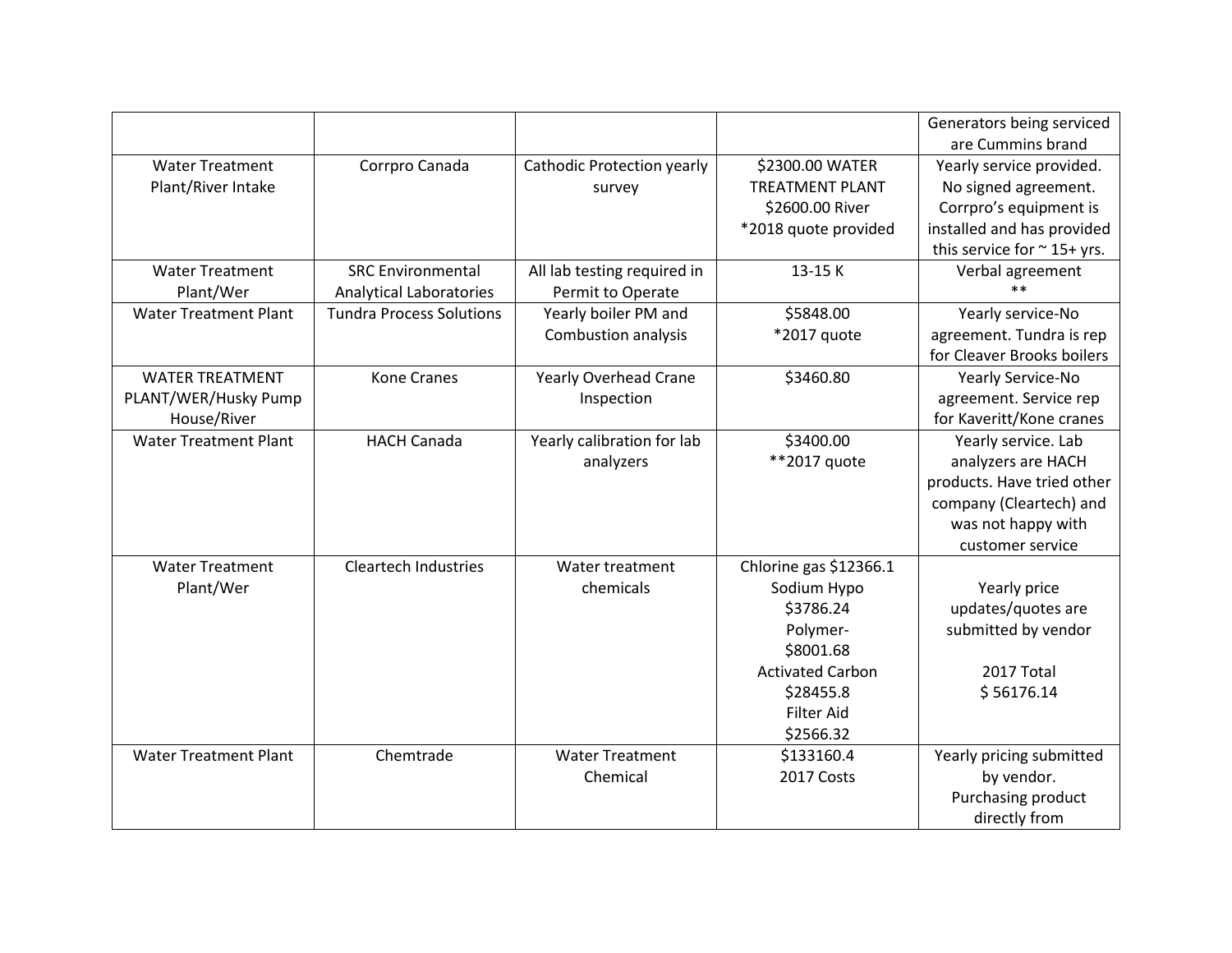| | | | | |
|---|---|---|---|---|
| | | | | Generators being serviced are Cummins brand |
| Water Treatment Plant/River Intake | Corrpro Canada | Cathodic Protection yearly survey | $2300.00 WATER TREATMENT PLANT<br>$2600.00 River<br>*2018 quote provided | Yearly service provided. No signed agreement. Corrpro's equipment is installed and has provided this service for ~ 15+ yrs. |
| Water Treatment Plant/Wer | SRC Environmental Analytical Laboratories | All lab testing required in Permit to Operate | 13-15 K | Verbal agreement<br>** |
| Water Treatment Plant | Tundra Process Solutions | Yearly boiler PM and Combustion analysis | $5848.00<br>*2017 quote | Yearly service-No agreement. Tundra is rep for Cleaver Brooks boilers |
| WATER TREATMENT PLANT/WER/Husky Pump House/River | Kone Cranes | Yearly Overhead Crane Inspection | $3460.80 | Yearly Service-No agreement. Service rep for Kaveritt/Kone cranes |
| Water Treatment Plant | HACH Canada | Yearly calibration for lab analyzers | $3400.00<br>**2017 quote | Yearly service. Lab analyzers are HACH products. Have tried other company (Cleartech) and was not happy with customer service |
| Water Treatment Plant/Wer | Cleartech Industries | Water treatment chemicals | Chlorine gas $12366.1<br>Sodium Hypo $3786.24<br>Polymer- $8001.68<br>Activated Carbon $28455.8<br>Filter Aid $2566.32 | Yearly price updates/quotes are submitted by vendor<br><br>2017 Total<br>$ 56176.14 |
| Water Treatment Plant | Chemtrade | Water Treatment Chemical | $133160.4<br>2017 Costs | Yearly pricing submitted by vendor.<br>Purchasing product directly from |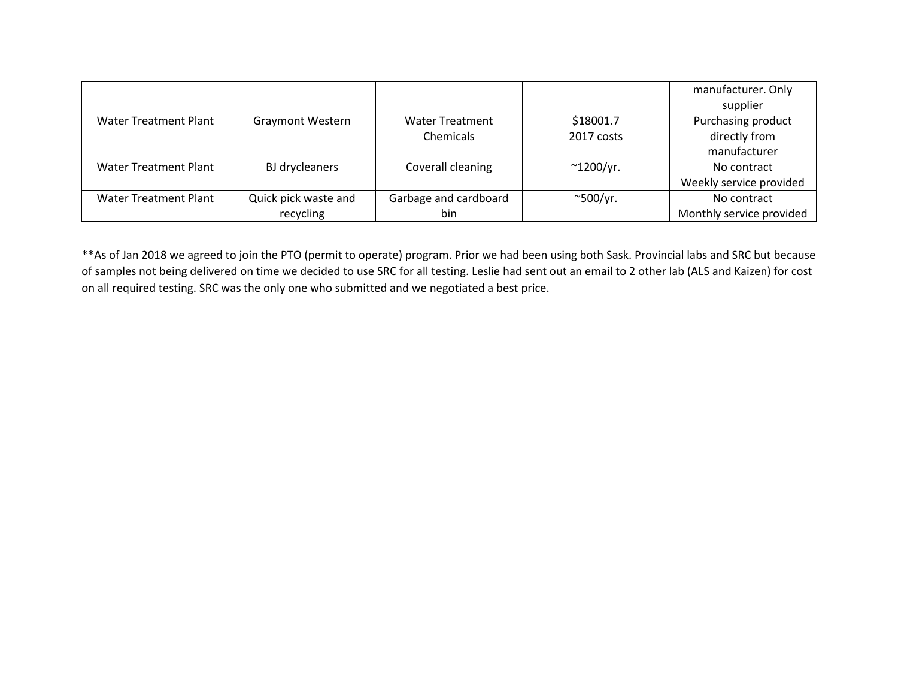| | | | | |
|---|---|---|---|---|
| | | | | manufacturer. Only supplier |
| Water Treatment Plant | Graymont Western | Water Treatment Chemicals | $18001.7 2017 costs | Purchasing product directly from manufacturer |
| Water Treatment Plant | BJ drycleaners | Coverall cleaning | ~1200/yr. | No contract Weekly service provided |
| Water Treatment Plant | Quick pick waste and recycling | Garbage and cardboard bin | ~500/yr. | No contract Monthly service provided |

**As of Jan 2018 we agreed to join the PTO (permit to operate) program. Prior we had been using both Sask. Provincial labs and SRC but because of samples not being delivered on time we decided to use SRC for all testing. Leslie had sent out an email to 2 other lab (ALS and Kaizen) for cost on all required testing. SRC was the only one who submitted and we negotiated a best price.